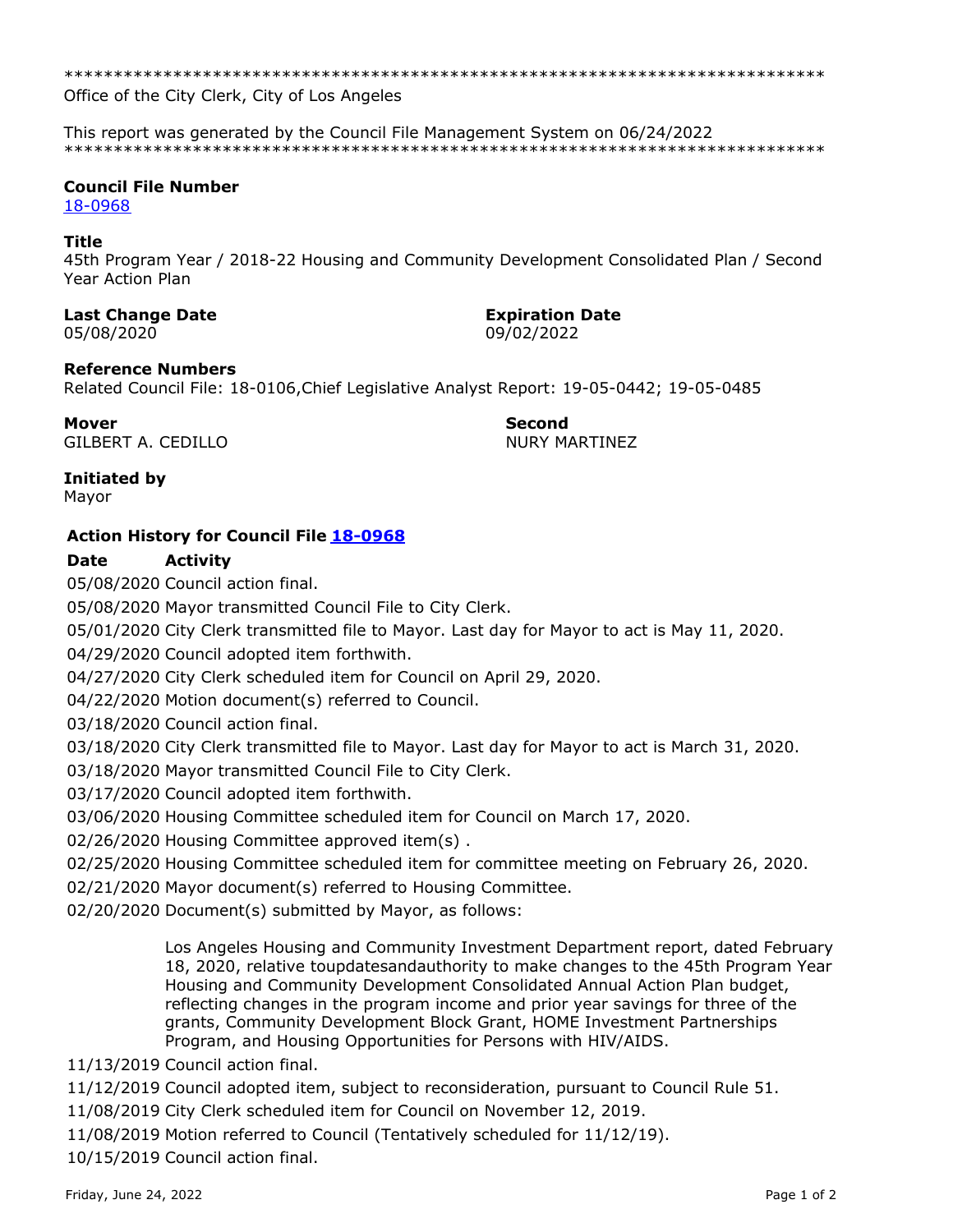\*\*\*\*\*\*\*\*\*\*\*\*\*\*\*\*\*\*\*\*\*\*\*\*\*\*\*\*\*\*\*\*\*\*\*\*\*\*\*\*\*\*\*\*\*\*\*\*\*\*\*\*\*\*\*\*\*\*\*\*\*\*\*\*\*\*\*\*\*\*\*\*\*\*\*\*\*\*

Office of the City Clerk, City of Los Angeles

This report was generated by the Council File Management System on 06/24/2022

\*\*\*\*\*\*\*\*\*\*\*\*\*\*\*\*\*\*\*\*\*\*\*\*\*\*\*\*\*\*\*\*\*\*\*\*\*\*\*\*\*\*\*\*\*\*\*\*\*\*\*\*\*\*\*\*\*\*\*\*\*\*\*\*\*\*\*\*\*\*\*\*\*\*\*\*\*\*

**Council File Number**
18-0968

**Title**
45th Program Year / 2018-22 Housing and Community Development Consolidated Plan / Second Year Action Plan

**Last Change Date**
05/08/2020

**Expiration Date**
09/02/2022

**Reference Numbers**
Related Council File: 18-0106,Chief Legislative Analyst Report: 19-05-0442; 19-05-0485

**Mover**
GILBERT A. CEDILLO

**Second**
NURY MARTINEZ

**Initiated by**
Mayor

**Action History for Council File 18-0968**

| Date | Activity |
|---|---|
| 05/08/2020 | Council action final. |
| 05/08/2020 | Mayor transmitted Council File to City Clerk. |
| 05/01/2020 | City Clerk transmitted file to Mayor. Last day for Mayor to act is May 11, 2020. |
| 04/29/2020 | Council adopted item forthwith. |
| 04/27/2020 | City Clerk scheduled item for Council on April 29, 2020. |
| 04/22/2020 | Motion document(s) referred to Council. |
| 03/18/2020 | Council action final. |
| 03/18/2020 | City Clerk transmitted file to Mayor. Last day for Mayor to act is March 31, 2020. |
| 03/18/2020 | Mayor transmitted Council File to City Clerk. |
| 03/17/2020 | Council adopted item forthwith. |
| 03/06/2020 | Housing Committee scheduled item for Council on March 17, 2020. |
| 02/26/2020 | Housing Committee approved item(s) . |
| 02/25/2020 | Housing Committee scheduled item for committee meeting on February 26, 2020. |
| 02/21/2020 | Mayor document(s) referred to Housing Committee. |
| 02/20/2020 | Document(s) submitted by Mayor, as follows:<br><br>Los Angeles Housing and Community Investment Department report, dated February 18, 2020, relative toupdatesandauthority to make changes to the 45th Program Year Housing and Community Development Consolidated Annual Action Plan budget, reflecting changes in the program income and prior year savings for three of the grants, Community Development Block Grant, HOME Investment Partnerships Program, and Housing Opportunities for Persons with HIV/AIDS. |
| 11/13/2019 | Council action final. |
| 11/12/2019 | Council adopted item, subject to reconsideration, pursuant to Council Rule 51. |
| 11/08/2019 | City Clerk scheduled item for Council on November 12, 2019. |
| 11/08/2019 | Motion referred to Council (Tentatively scheduled for 11/12/19). |
| 10/15/2019 | Council action final. |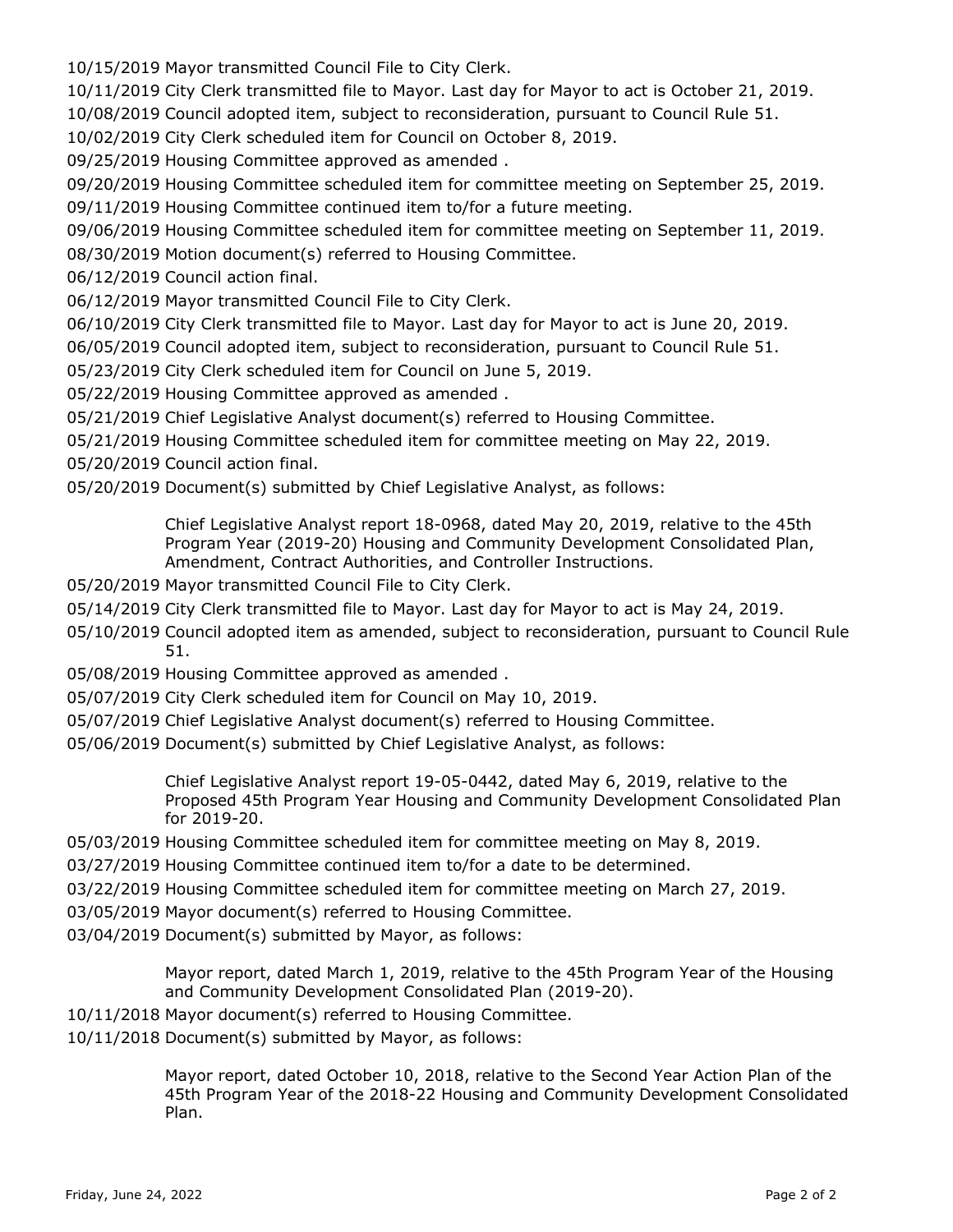10/15/2019 Mayor transmitted Council File to City Clerk.

10/11/2019 City Clerk transmitted file to Mayor. Last day for Mayor to act is October 21, 2019.

10/08/2019 Council adopted item, subject to reconsideration, pursuant to Council Rule 51.

10/02/2019 City Clerk scheduled item for Council on October 8, 2019.

09/25/2019 Housing Committee approved as amended .

09/20/2019 Housing Committee scheduled item for committee meeting on September 25, 2019.

09/11/2019 Housing Committee continued item to/for a future meeting.

09/06/2019 Housing Committee scheduled item for committee meeting on September 11, 2019.

08/30/2019 Motion document(s) referred to Housing Committee.

06/12/2019 Council action final.

06/12/2019 Mayor transmitted Council File to City Clerk.

06/10/2019 City Clerk transmitted file to Mayor. Last day for Mayor to act is June 20, 2019.

06/05/2019 Council adopted item, subject to reconsideration, pursuant to Council Rule 51.

05/23/2019 City Clerk scheduled item for Council on June 5, 2019.

05/22/2019 Housing Committee approved as amended .

05/21/2019 Chief Legislative Analyst document(s) referred to Housing Committee.

05/21/2019 Housing Committee scheduled item for committee meeting on May 22, 2019.

05/20/2019 Council action final.

05/20/2019 Document(s) submitted by Chief Legislative Analyst, as follows:

> Chief Legislative Analyst report 18-0968, dated May 20, 2019, relative to the 45th Program Year (2019-20) Housing and Community Development Consolidated Plan, Amendment, Contract Authorities, and Controller Instructions.

05/20/2019 Mayor transmitted Council File to City Clerk.

05/14/2019 City Clerk transmitted file to Mayor. Last day for Mayor to act is May 24, 2019.

05/10/2019 Council adopted item as amended, subject to reconsideration, pursuant to Council Rule 51.

05/08/2019 Housing Committee approved as amended .

05/07/2019 City Clerk scheduled item for Council on May 10, 2019.

05/07/2019 Chief Legislative Analyst document(s) referred to Housing Committee.

05/06/2019 Document(s) submitted by Chief Legislative Analyst, as follows:

> Chief Legislative Analyst report 19-05-0442, dated May 6, 2019, relative to the Proposed 45th Program Year Housing and Community Development Consolidated Plan for 2019-20.

05/03/2019 Housing Committee scheduled item for committee meeting on May 8, 2019.

03/27/2019 Housing Committee continued item to/for a date to be determined.

03/22/2019 Housing Committee scheduled item for committee meeting on March 27, 2019.

03/05/2019 Mayor document(s) referred to Housing Committee.

03/04/2019 Document(s) submitted by Mayor, as follows:

> Mayor report, dated March 1, 2019, relative to the 45th Program Year of the Housing and Community Development Consolidated Plan (2019-20).

10/11/2018 Mayor document(s) referred to Housing Committee.

10/11/2018 Document(s) submitted by Mayor, as follows:

> Mayor report, dated October 10, 2018, relative to the Second Year Action Plan of the 45th Program Year of the 2018-22 Housing and Community Development Consolidated Plan.